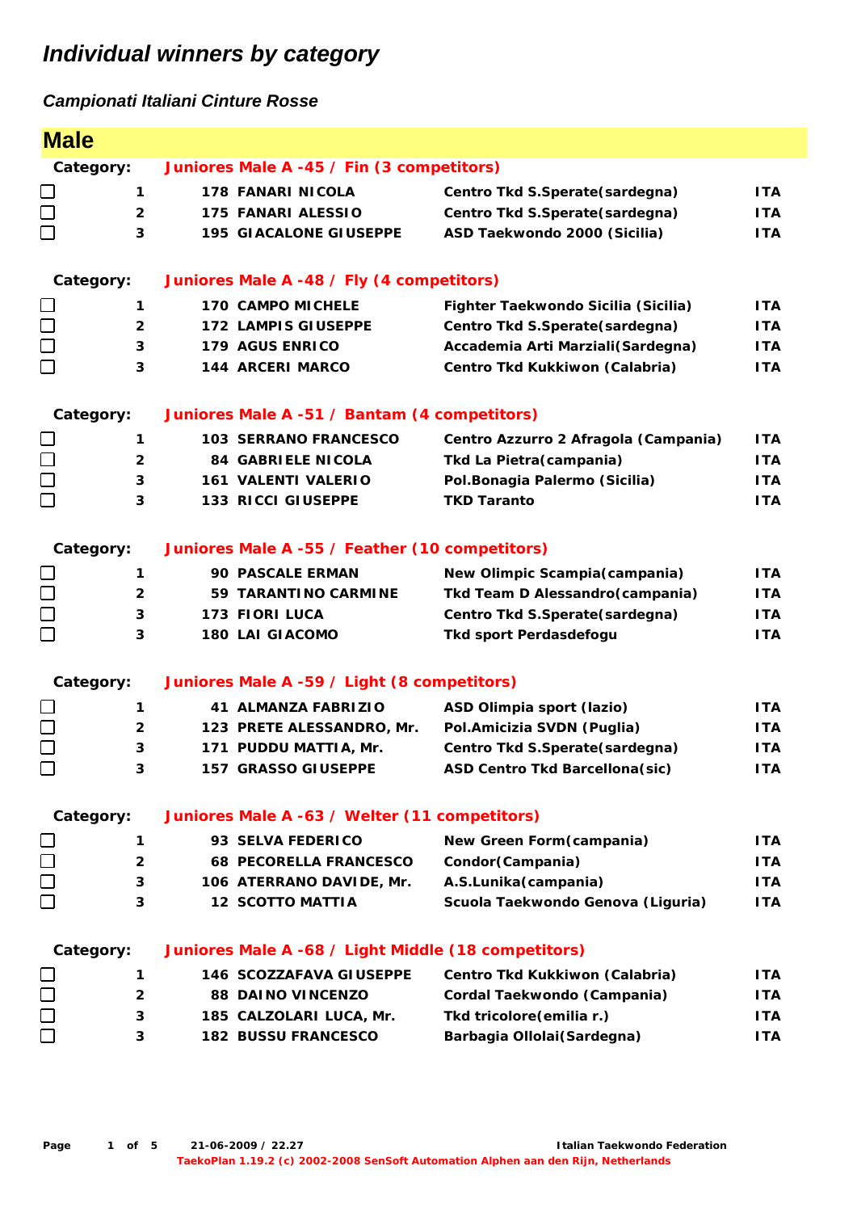# *Individual winners by category*

## *Campionati Italiani Cinture Rosse*

## Male

**Category:** Juniores Male A -45 / Fin (3 competitors)

| | Place | No. | Name | Club | Country |
|---|---|---|---|---|---|
| ☐ | 1 | 178 | FANARI NICOLA | Centro Tkd S.Sperate(sardegna) | ITA |
| ☐ | 2 | 175 | FANARI ALESSIO | Centro Tkd S.Sperate(sardegna) | ITA |
| ☐ | 3 | 195 | GIACALONE GIUSEPPE | ASD Taekwondo 2000 (Sicilia) | ITA |

**Category:** Juniores Male A -48 / Fly (4 competitors)

| | Place | No. | Name | Club | Country |
|---|---|---|---|---|---|
| ☐ | 1 | 170 | CAMPO MICHELE | Fighter Taekwondo Sicilia (Sicilia) | ITA |
| ☐ | 2 | 172 | LAMPIS GIUSEPPE | Centro Tkd S.Sperate(sardegna) | ITA |
| ☐ | 3 | 179 | AGUS ENRICO | Accademia Arti Marziali(Sardegna) | ITA |
| ☐ | 3 | 144 | ARCERI MARCO | Centro Tkd Kukkiwon (Calabria) | ITA |

**Category:** Juniores Male A -51 / Bantam (4 competitors)

| | Place | No. | Name | Club | Country |
|---|---|---|---|---|---|
| ☐ | 1 | 103 | SERRANO FRANCESCO | Centro Azzurro 2 Afragola (Campania) | ITA |
| ☐ | 2 | 84 | GABRIELE NICOLA | Tkd La Pietra(campania) | ITA |
| ☐ | 3 | 161 | VALENTI VALERIO | Pol.Bonagia Palermo (Sicilia) | ITA |
| ☐ | 3 | 133 | RICCI GIUSEPPE | TKD Taranto | ITA |

**Category:** Juniores Male A -55 / Feather (10 competitors)

| | Place | No. | Name | Club | Country |
|---|---|---|---|---|---|
| ☐ | 1 | 90 | PASCALE ERMAN | New Olimpic Scampia(campania) | ITA |
| ☐ | 2 | 59 | TARANTINO CARMINE | Tkd Team D Alessandro(campania) | ITA |
| ☐ | 3 | 173 | FIORI LUCA | Centro Tkd S.Sperate(sardegna) | ITA |
| ☐ | 3 | 180 | LAI GIACOMO | Tkd sport Perdasdefogu | ITA |

**Category:** Juniores Male A -59 / Light (8 competitors)

| | Place | No. | Name | Club | Country |
|---|---|---|---|---|---|
| ☐ | 1 | 41 | ALMANZA FABRIZIO | ASD Olimpia sport (lazio) | ITA |
| ☐ | 2 | 123 | PRETE ALESSANDRO, Mr. | Pol.Amicizia SVDN (Puglia) | ITA |
| ☐ | 3 | 171 | PUDDU MATTIA, Mr. | Centro Tkd S.Sperate(sardegna) | ITA |
| ☐ | 3 | 157 | GRASSO GIUSEPPE | ASD Centro Tkd Barcellona(sic) | ITA |

**Category:** Juniores Male A -63 / Welter (11 competitors)

| | Place | No. | Name | Club | Country |
|---|---|---|---|---|---|
| ☐ | 1 | 93 | SELVA FEDERICO | New Green Form(campania) | ITA |
| ☐ | 2 | 68 | PECORELLA FRANCESCO | Condor(Campania) | ITA |
| ☐ | 3 | 106 | ATERRANO DAVIDE, Mr. | A.S.Lunika(campania) | ITA |
| ☐ | 3 | 12 | SCOTTO MATTIA | Scuola Taekwondo Genova (Liguria) | ITA |

**Category:** Juniores Male A -68 / Light Middle (18 competitors)

| | Place | No. | Name | Club | Country |
|---|---|---|---|---|---|
| ☐ | 1 | 146 | SCOZZAFAVA GIUSEPPE | Centro Tkd Kukkiwon (Calabria) | ITA |
| ☐ | 2 | 88 | DAINO VINCENZO | Cordal Taekwondo (Campania) | ITA |
| ☐ | 3 | 185 | CALZOLARI LUCA, Mr. | Tkd tricolore(emilia r.) | ITA |
| ☐ | 3 | 182 | BUSSU FRANCESCO | Barbagia Ollolai(Sardegna) | ITA |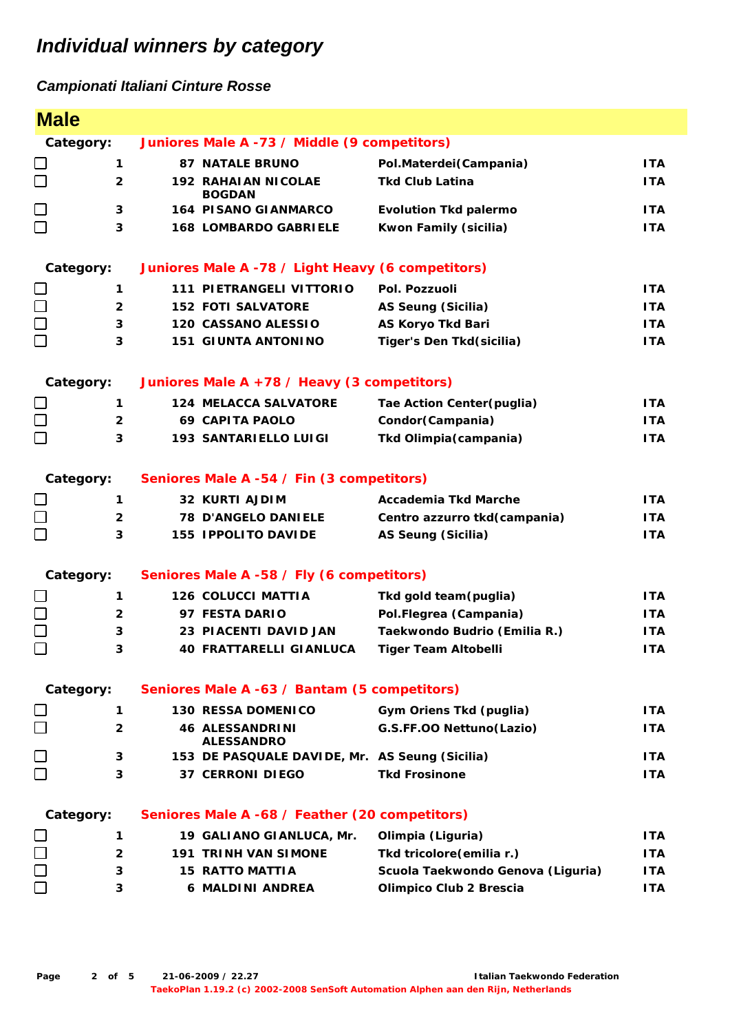# *Individual winners by category*

## *Campionati Italiani Cinture Rosse*

## Male

**Category:** Juniores Male A -73 / Middle (9 competitors)

| | Place | No. | Name | Club | Country |
|---|---|---|---|---|---|
| ☐ | 1 | 87 | NATALE BRUNO | Pol.Materdei(Campania) | ITA |
| ☐ | 2 | 192 | RAHAIAN NICOLAE BOGDAN | Tkd Club Latina | ITA |
| ☐ | 3 | 164 | PISANO GIANMARCO | Evolution Tkd palermo | ITA |
| ☐ | 3 | 168 | LOMBARDO GABRIELE | Kwon Family (sicilia) | ITA |

**Category:** Juniores Male A -78 / Light Heavy (6 competitors)

| | Place | No. | Name | Club | Country |
|---|---|---|---|---|---|
| ☐ | 1 | 111 | PIETRANGELI VITTORIO | Pol. Pozzuoli | ITA |
| ☐ | 2 | 152 | FOTI SALVATORE | AS Seung (Sicilia) | ITA |
| ☐ | 3 | 120 | CASSANO ALESSIO | AS Koryo Tkd Bari | ITA |
| ☐ | 3 | 151 | GIUNTA ANTONINO | Tiger's Den Tkd(sicilia) | ITA |

**Category:** Juniores Male A +78 / Heavy (3 competitors)

| | Place | No. | Name | Club | Country |
|---|---|---|---|---|---|
| ☐ | 1 | 124 | MELACCA SALVATORE | Tae Action Center(puglia) | ITA |
| ☐ | 2 | 69 | CAPITA PAOLO | Condor(Campania) | ITA |
| ☐ | 3 | 193 | SANTARIELLO LUIGI | Tkd Olimpia(campania) | ITA |

**Category:** Seniores Male A -54 / Fin (3 competitors)

| | Place | No. | Name | Club | Country |
|---|---|---|---|---|---|
| ☐ | 1 | 32 | KURTI AJDIM | Accademia Tkd Marche | ITA |
| ☐ | 2 | 78 | D'ANGELO DANIELE | Centro azzurro tkd(campania) | ITA |
| ☐ | 3 | 155 | IPPOLITO DAVIDE | AS Seung (Sicilia) | ITA |

**Category:** Seniores Male A -58 / Fly (6 competitors)

| | Place | No. | Name | Club | Country |
|---|---|---|---|---|---|
| ☐ | 1 | 126 | COLUCCI MATTIA | Tkd gold team(puglia) | ITA |
| ☐ | 2 | 97 | FESTA DARIO | Pol.Flegrea (Campania) | ITA |
| ☐ | 3 | 23 | PIACENTI DAVID JAN | Taekwondo Budrio (Emilia R.) | ITA |
| ☐ | 3 | 40 | FRATTARELLI GIANLUCA | Tiger Team Altobelli | ITA |

**Category:** Seniores Male A -63 / Bantam (5 competitors)

| | Place | No. | Name | Club | Country |
|---|---|---|---|---|---|
| ☐ | 1 | 130 | RESSA DOMENICO | Gym Oriens Tkd (puglia) | ITA |
| ☐ | 2 | 46 | ALESSANDRINI ALESSANDRO | G.S.FF.OO Nettuno(Lazio) | ITA |
| ☐ | 3 | 153 | DE PASQUALE DAVIDE, Mr. | AS Seung (Sicilia) | ITA |
| ☐ | 3 | 37 | CERRONI DIEGO | Tkd Frosinone | ITA |

**Category:** Seniores Male A -68 / Feather (20 competitors)

| | Place | No. | Name | Club | Country |
|---|---|---|---|---|---|
| ☐ | 1 | 19 | GALIANO GIANLUCA, Mr. | Olimpia (Liguria) | ITA |
| ☐ | 2 | 191 | TRINH VAN SIMONE | Tkd tricolore(emilia r.) | ITA |
| ☐ | 3 | 15 | RATTO MATTIA | Scuola Taekwondo Genova (Liguria) | ITA |
| ☐ | 3 | 6 | MALDINI ANDREA | Olimpico Club 2 Brescia | ITA |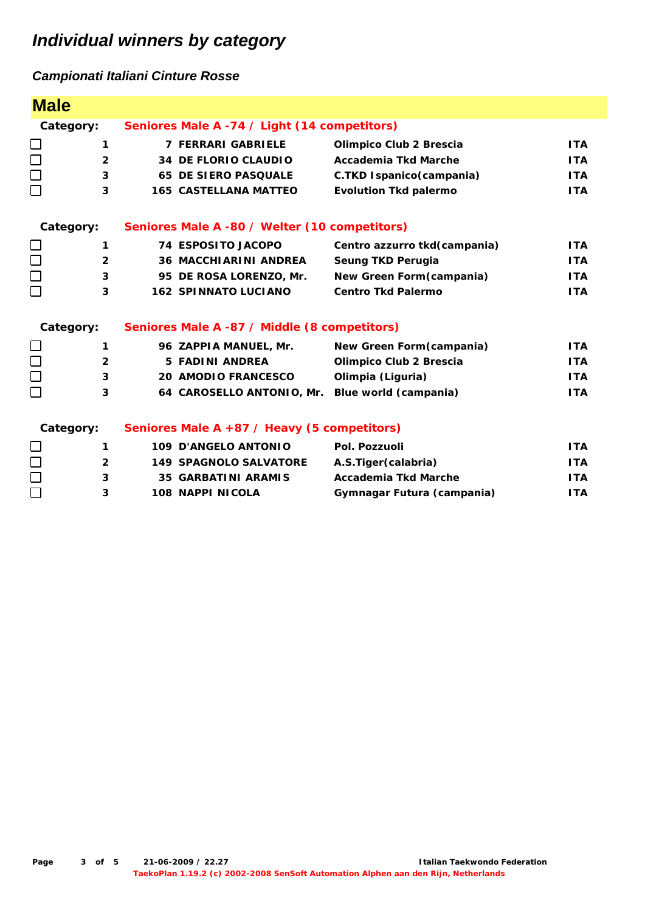# *Individual winners by category*

### *Campionati Italiani Cinture Rosse*

## Male

**Category:** **Seniores Male A -74 / Light (14 competitors)**

| | Rank | No. | Name | Club | Nation |
|---|---|---|---|---|---|
| ☐ | 1 | 7 | FERRARI GABRIELE | Olimpico Club 2 Brescia | ITA |
| ☐ | 2 | 34 | DE FLORIO CLAUDIO | Accademia Tkd Marche | ITA |
| ☐ | 3 | 65 | DE SIERO PASQUALE | C.TKD Ispanico(campania) | ITA |
| ☐ | 3 | 165 | CASTELLANA MATTEO | Evolution Tkd palermo | ITA |

**Category:** **Seniores Male A -80 / Welter (10 competitors)**

| | Rank | No. | Name | Club | Nation |
|---|---|---|---|---|---|
| ☐ | 1 | 74 | ESPOSITO JACOPO | Centro azzurro tkd(campania) | ITA |
| ☐ | 2 | 36 | MACCHIARINI ANDREA | Seung TKD Perugia | ITA |
| ☐ | 3 | 95 | DE ROSA LORENZO, Mr. | New Green Form(campania) | ITA |
| ☐ | 3 | 162 | SPINNATO LUCIANO | Centro Tkd Palermo | ITA |

**Category:** **Seniores Male A -87 / Middle (8 competitors)**

| | Rank | No. | Name | Club | Nation |
|---|---|---|---|---|---|
| ☐ | 1 | 96 | ZAPPIA MANUEL, Mr. | New Green Form(campania) | ITA |
| ☐ | 2 | 5 | FADINI ANDREA | Olimpico Club 2 Brescia | ITA |
| ☐ | 3 | 20 | AMODIO FRANCESCO | Olimpia (Liguria) | ITA |
| ☐ | 3 | 64 | CAROSELLO ANTONIO, Mr. | Blue world (campania) | ITA |

**Category:** **Seniores Male A +87 / Heavy (5 competitors)**

| | Rank | No. | Name | Club | Nation |
|---|---|---|---|---|---|
| ☐ | 1 | 109 | D'ANGELO ANTONIO | Pol. Pozzuoli | ITA |
| ☐ | 2 | 149 | SPAGNOLO SALVATORE | A.S.Tiger(calabria) | ITA |
| ☐ | 3 | 35 | GARBATINI ARAMIS | Accademia Tkd Marche | ITA |
| ☐ | 3 | 108 | NAPPI NICOLA | Gymnagar Futura (campania) | ITA |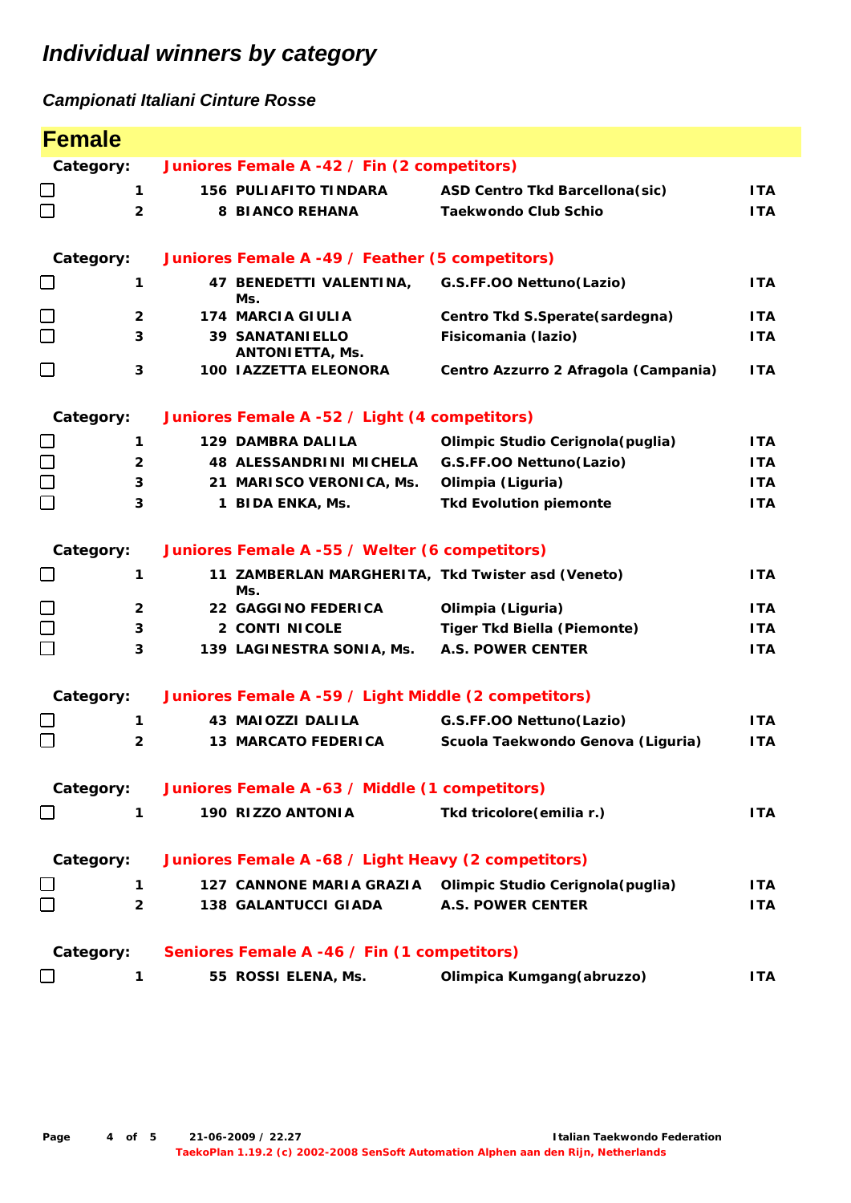# Individual winners by category

## Campionati Italiani Cinture Rosse

### Female

**Category: Juniores Female A -42 / Fin (2 competitors)**

| | Place | No. | Name | Club | Nation |
|---|---|---|---|---|---|
| ☐ | 1 | 156 | PULIAFITO TINDARA | ASD Centro Tkd Barcellona(sic) | ITA |
| ☐ | 2 | 8 | BIANCO REHANA | Taekwondo Club Schio | ITA |

**Category: Juniores Female A -49 / Feather (5 competitors)**

| | Place | No. | Name | Club | Nation |
|---|---|---|---|---|---|
| ☐ | 1 | 47 | BENEDETTI VALENTINA, Ms. | G.S.FF.OO Nettuno(Lazio) | ITA |
| ☐ | 2 | 174 | MARCIA GIULIA | Centro Tkd S.Sperate(sardegna) | ITA |
| ☐ | 3 | 39 | SANATANIELLO ANTONIETTA, Ms. | Fisicomania (lazio) | ITA |
| ☐ | 3 | 100 | IAZZETTA ELEONORA | Centro Azzurro 2 Afragola (Campania) | ITA |

**Category: Juniores Female A -52 / Light (4 competitors)**

| | Place | No. | Name | Club | Nation |
|---|---|---|---|---|---|
| ☐ | 1 | 129 | DAMBRA DALILA | Olimpic Studio Cerignola(puglia) | ITA |
| ☐ | 2 | 48 | ALESSANDRINI MICHELA | G.S.FF.OO Nettuno(Lazio) | ITA |
| ☐ | 3 | 21 | MARISCO VERONICA, Ms. | Olimpia (Liguria) | ITA |
| ☐ | 3 | 1 | BIDA ENKA, Ms. | Tkd Evolution piemonte | ITA |

**Category: Juniores Female A -55 / Welter (6 competitors)**

| | Place | No. | Name | Club | Nation |
|---|---|---|---|---|---|
| ☐ | 1 | 11 | ZAMBERLAN MARGHERITA, Ms. | Tkd Twister asd (Veneto) | ITA |
| ☐ | 2 | 22 | GAGGINO FEDERICA | Olimpia (Liguria) | ITA |
| ☐ | 3 | 2 | CONTI NICOLE | Tiger Tkd Biella (Piemonte) | ITA |
| ☐ | 3 | 139 | LAGINESTRA SONIA, Ms. | A.S. POWER CENTER | ITA |

**Category: Juniores Female A -59 / Light Middle (2 competitors)**

| | Place | No. | Name | Club | Nation |
|---|---|---|---|---|---|
| ☐ | 1 | 43 | MAIOZZI DALILA | G.S.FF.OO Nettuno(Lazio) | ITA |
| ☐ | 2 | 13 | MARCATO FEDERICA | Scuola Taekwondo Genova (Liguria) | ITA |

**Category: Juniores Female A -63 / Middle (1 competitors)**

| | Place | No. | Name | Club | Nation |
|---|---|---|---|---|---|
| ☐ | 1 | 190 | RIZZO ANTONIA | Tkd tricolore(emilia r.) | ITA |

**Category: Juniores Female A -68 / Light Heavy (2 competitors)**

| | Place | No. | Name | Club | Nation |
|---|---|---|---|---|---|
| ☐ | 1 | 127 | CANNONE MARIA GRAZIA | Olimpic Studio Cerignola(puglia) | ITA |
| ☐ | 2 | 138 | GALANTUCCI GIADA | A.S. POWER CENTER | ITA |

**Category: Seniores Female A -46 / Fin (1 competitors)**

| | Place | No. | Name | Club | Nation |
|---|---|---|---|---|---|
| ☐ | 1 | 55 | ROSSI ELENA, Ms. | Olimpica Kumgang(abruzzo) | ITA |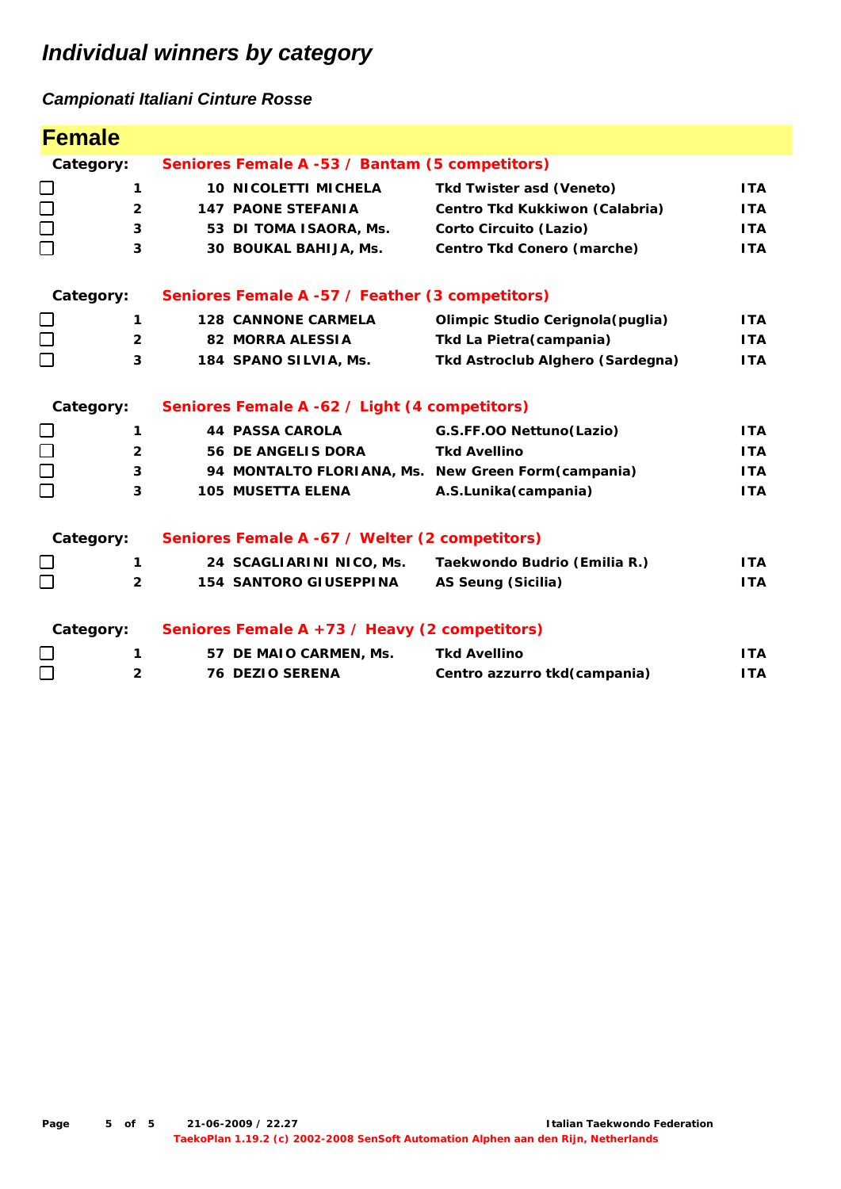# Individual winners by category

## Campionati Italiani Cinture Rosse

### Female

**Category:** Seniores Female A -53 / Bantam (5 competitors)

| | | | | | |
|---|---|---|---|---|---|
| ☐ | 1 | 10 | NICOLETTI MICHELA | Tkd Twister asd (Veneto) | ITA |
| ☐ | 2 | 147 | PAONE STEFANIA | Centro Tkd Kukkiwon (Calabria) | ITA |
| ☐ | 3 | 53 | DI TOMA ISAORA, Ms. | Corto Circuito (Lazio) | ITA |
| ☐ | 3 | 30 | BOUKAL BAHIJA, Ms. | Centro Tkd Conero (marche) | ITA |

**Category:** Seniores Female A -57 / Feather (3 competitors)

| | | | | | |
|---|---|---|---|---|---|
| ☐ | 1 | 128 | CANNONE CARMELA | Olimpic Studio Cerignola(puglia) | ITA |
| ☐ | 2 | 82 | MORRA ALESSIA | Tkd La Pietra(campania) | ITA |
| ☐ | 3 | 184 | SPANO SILVIA, Ms. | Tkd Astroclub Alghero (Sardegna) | ITA |

**Category:** Seniores Female A -62 / Light (4 competitors)

| | | | | | |
|---|---|---|---|---|---|
| ☐ | 1 | 44 | PASSA CAROLA | G.S.FF.OO Nettuno(Lazio) | ITA |
| ☐ | 2 | 56 | DE ANGELIS DORA | Tkd Avellino | ITA |
| ☐ | 3 | 94 | MONTALTO FLORIANA, Ms. | New Green Form(campania) | ITA |
| ☐ | 3 | 105 | MUSETTA ELENA | A.S.Lunika(campania) | ITA |

**Category:** Seniores Female A -67 / Welter (2 competitors)

| | | | | | |
|---|---|---|---|---|---|
| ☐ | 1 | 24 | SCAGLIARINI NICO, Ms. | Taekwondo Budrio (Emilia R.) | ITA |
| ☐ | 2 | 154 | SANTORO GIUSEPPINA | AS Seung (Sicilia) | ITA |

**Category:** Seniores Female A +73 / Heavy (2 competitors)

| | | | | | |
|---|---|---|---|---|---|
| ☐ | 1 | 57 | DE MAIO CARMEN, Ms. | Tkd Avellino | ITA |
| ☐ | 2 | 76 | DEZIO SERENA | Centro azzurro tkd(campania) | ITA |